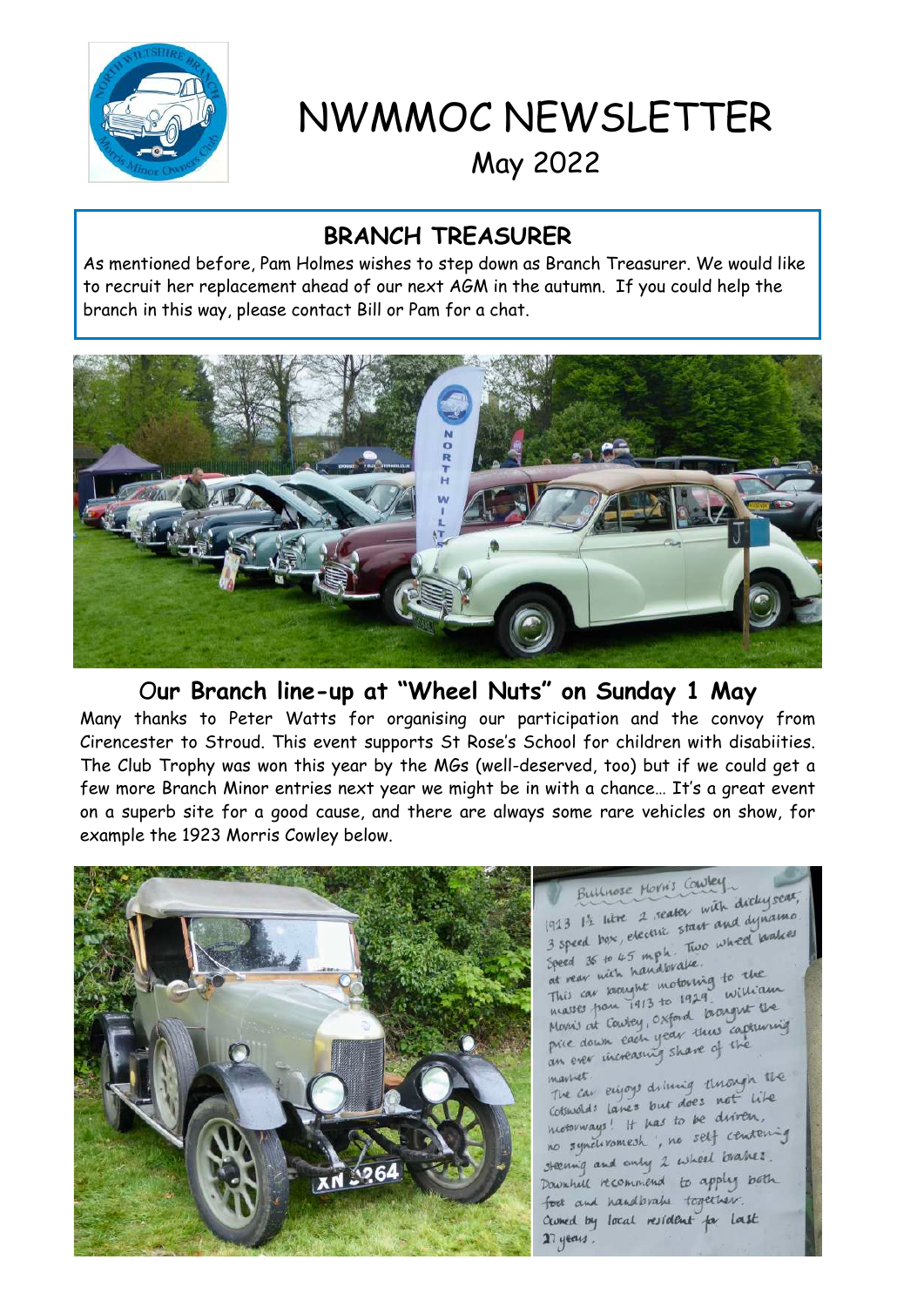# NWMMOC NEWSLETTER

May 2022

## BRANCH TREASURER

As mentioned before, Pam Holmes wishes to step down as Branch Treasurer. We would like to recruit her replacement ahead of our next AGM in the autumn. If you could help the branch in this way, please contact Bill or Pam for a chat.

## Our Branch line-up at "Wheel Nuts" on Sunday 1 May

Many thanks to Peter Watts for organising our participation and the convoy from Cirencester to Stroud. This event supports St Rose's School for children with disabiities. The Club Trophy was won this year by the MGs (well-deserved, too) but if we could get a few more Branch Minor entries next year we might be in with a chance… It's a great event on a superb site for a good cause, and there are always some rare vehicles on show, for example the 1923 Morris Cowley below.

Bullnose Morris Cowley
1923 1½ litre 2 seater with dickyseat, 3 speed box, electric start and dynamo. Speed 35 to 45 mph. Two wheel brakes at rear with handbrake.
This car brought motoring to the masses from 1913 to 1929. William Morris at Cowley, Oxford brought the price down each year thus capturing an ever increasing share of the market.
The car enjoys driving through the Cotswolds lanes but does not like motorways! It has to be driven, no synchromesh, no self centering steering and only 2 wheel brakes. Downhill recommend to apply both foot and handbrake together.
Owned by local resident for last 27 years.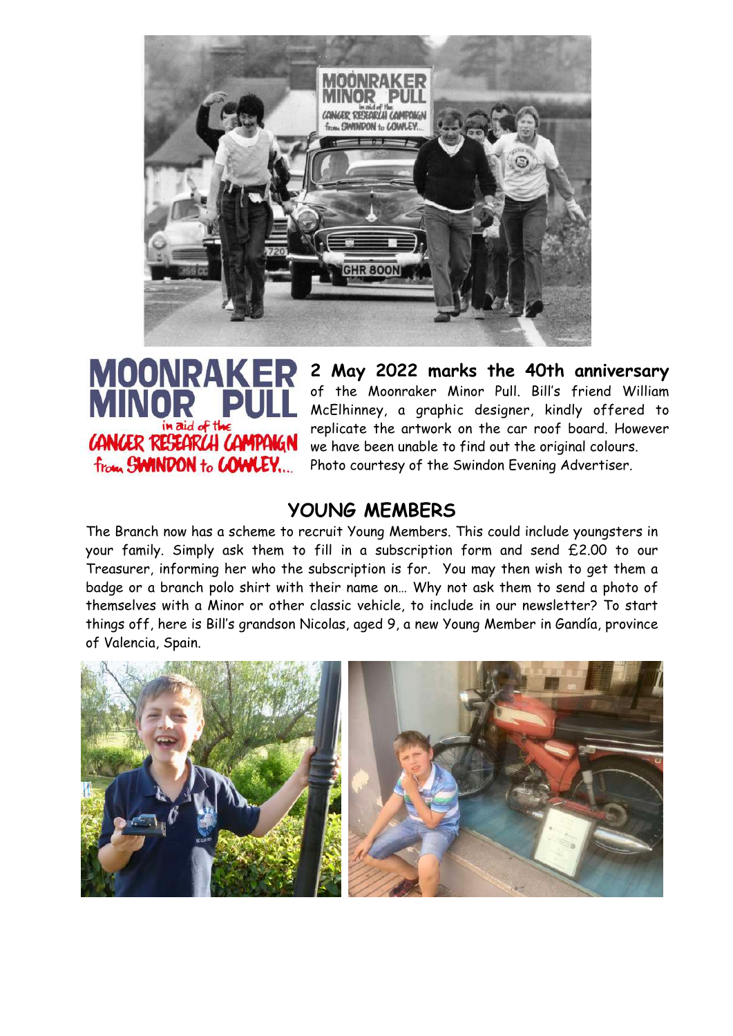MOONRAKER MINOR PULL
in aid of the
CANCER RESEARCH CAMPAIGN
from SWINDON to COWLEY...

**2 May 2022 marks the 40th anniversary** of the Moonraker Minor Pull. Bill's friend William McElhinney, a graphic designer, kindly offered to replicate the artwork on the car roof board. However we have been unable to find out the original colours. Photo courtesy of the Swindon Evening Advertiser.

## YOUNG MEMBERS

The Branch now has a scheme to recruit Young Members. This could include youngsters in your family. Simply ask them to fill in a subscription form and send £2.00 to our Treasurer, informing her who the subscription is for. You may then wish to get them a badge or a branch polo shirt with their name on… Why not ask them to send a photo of themselves with a Minor or other classic vehicle, to include in our newsletter? To start things off, here is Bill's grandson Nicolas, aged 9, a new Young Member in Gandía, province of Valencia, Spain.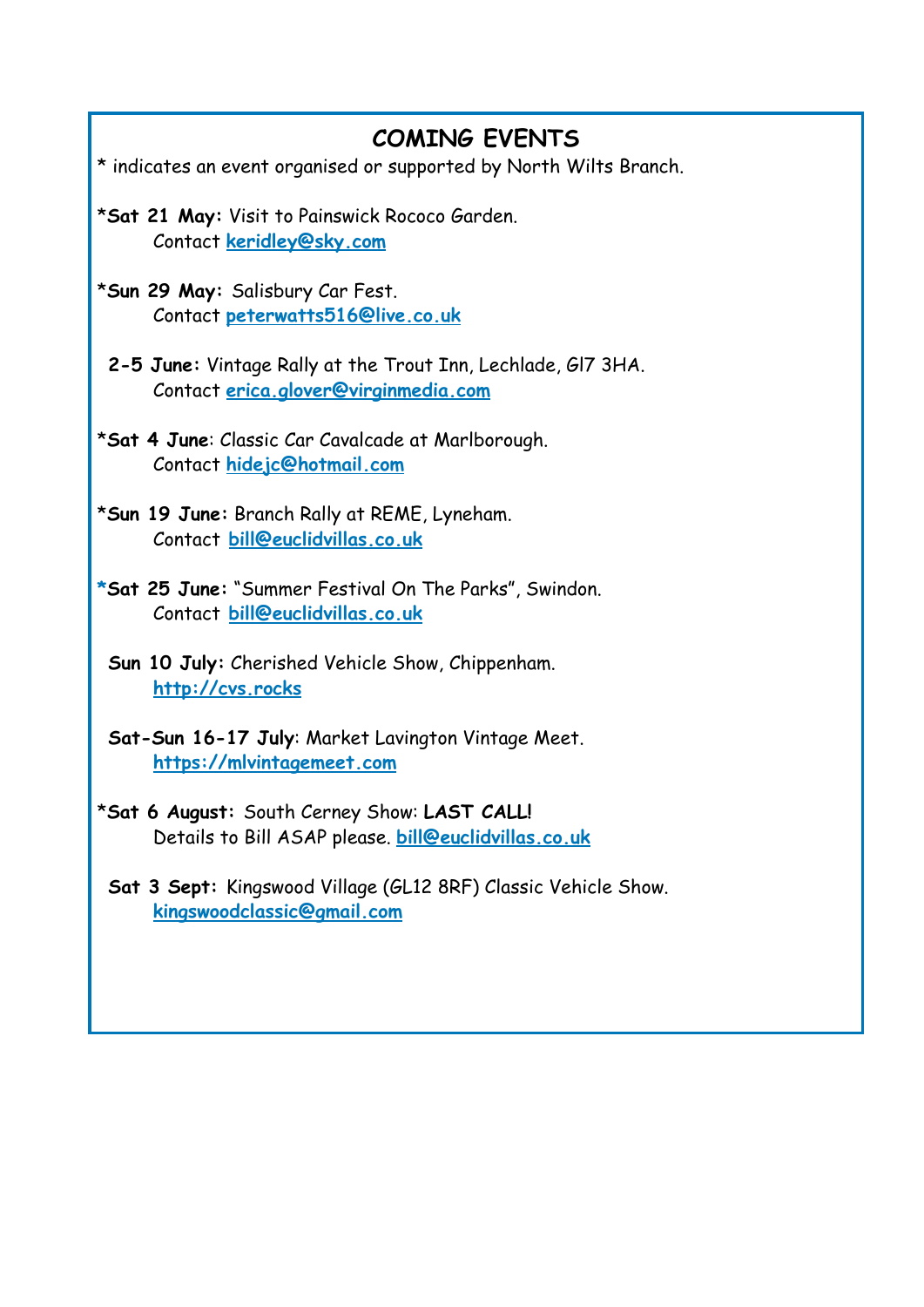## COMING EVENTS

* indicates an event organised or supported by North Wilts Branch.

***Sat 21 May:** Visit to Painswick Rococo Garden.
Contact keridley@sky.com

***Sun 29 May:** Salisbury Car Fest.
Contact peterwatts516@live.co.uk

**2-5 June:** Vintage Rally at the Trout Inn, Lechlade, Gl7 3HA.
Contact erica.glover@virginmedia.com

***Sat 4 June**: Classic Car Cavalcade at Marlborough.
Contact hidejc@hotmail.com

***Sun 19 June:** Branch Rally at REME, Lyneham.
Contact bill@euclidvillas.co.uk

***Sat 25 June:** "Summer Festival On The Parks", Swindon.
Contact bill@euclidvillas.co.uk

**Sun 10 July:** Cherished Vehicle Show, Chippenham.
http://cvs.rocks

**Sat-Sun 16-17 July**: Market Lavington Vintage Meet.
https://mlvintagemeet.com

***Sat 6 August:** South Cerney Show: **LAST CALL!**
Details to Bill ASAP please. bill@euclidvillas.co.uk

**Sat 3 Sept:** Kingswood Village (GL12 8RF) Classic Vehicle Show.
kingswoodclassic@gmail.com